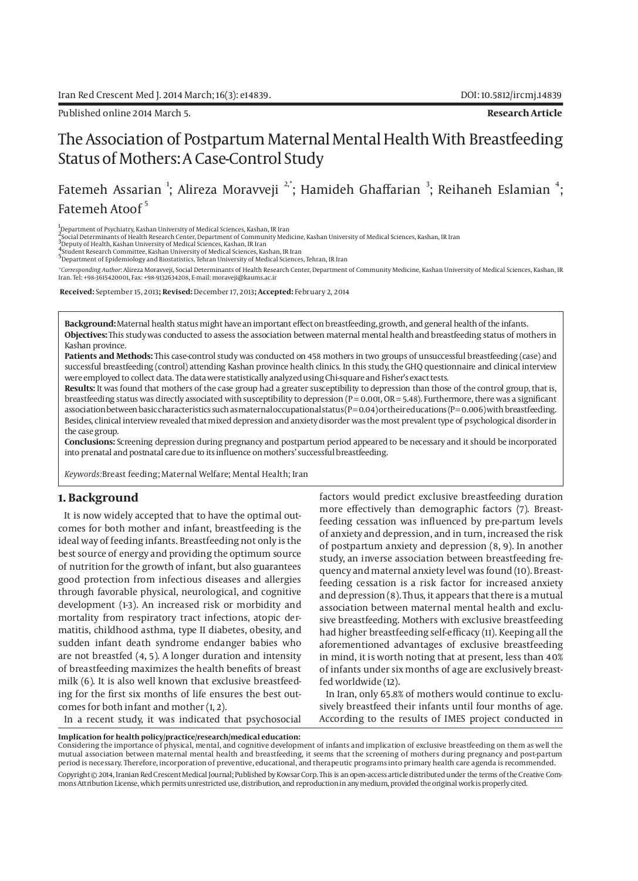Published online 2014 March 5.

**Research Article**

# The Association of Postpartum Maternal Mental Health With Breastfeeding Status of Mothers: A Case-Control Study

Fatemeh Assarian [1]; Alireza Moravveji [2,*]; Hamideh Ghaffarian [3]; Reihaneh Eslamian [4]; Fatemeh Atoof [5]

[1] Department of Psychiatry, Kashan University of Medical Sciences, Kashan, IR Iran
[2] Social Determinants of Health Research Center, Department of Community Medicine, Kashan University of Medical Sciences, Kashan, IR Iran
[3] Deputy of Health, Kashan University of Medical Sciences, Kashan, IR Iran
[4] Student Research Committee, Kashan University of Medical Sciences, Kashan, IR Iran
[5] Department of Epidemiology and Biostatistics, Tehran University of Medical Sciences, Tehran, IR Iran

*Corresponding Author: Alireza Moravveji, Social Determinants of Health Research Center, Department of Community Medicine, Kashan University of Medical Sciences, Kashan, IR Iran. Tel: +98-3615420001, Fax: +98-9132634208, E-mail: moraveji@kaums.ac.ir

**Received:** September 15, 2013; **Revised:** December 17, 2013; **Accepted:** February 2, 2014

**Background:** Maternal health status might have an important effect on breastfeeding, growth, and general health of the infants.
**Objectives:** This study was conducted to assess the association between maternal mental health and breastfeeding status of mothers in Kashan province.
**Patients and Methods:** This case-control study was conducted on 458 mothers in two groups of unsuccessful breastfeeding (case) and successful breastfeeding (control) attending Kashan province health clinics. In this study, the GHQ questionnaire and clinical interview were employed to collect data. The data were statistically analyzed using Chi-square and Fisher's exact tests.
**Results:** It was found that mothers of the case group had a greater susceptibility to depression than those of the control group, that is, breastfeeding status was directly associated with susceptibility to depression ($P = 0.001$, $OR = 5.48$). Furthermore, there was a significant association between basic characteristics such as maternal occupational status ($P = 0.04$) or their educations ($P = 0.006$) with breastfeeding. Besides, clinical interview revealed that mixed depression and anxiety disorder was the most prevalent type of psychological disorder in the case group.
**Conclusions:** Screening depression during pregnancy and postpartum period appeared to be necessary and it should be incorporated into prenatal and postnatal care due to its influence on mothers' successful breastfeeding.

*Keywords:* Breast feeding; Maternal Welfare; Mental Health; Iran

## 1. Background

It is now widely accepted that to have the optimal outcomes for both mother and infant, breastfeeding is the ideal way of feeding infants. Breastfeeding not only is the best source of energy and providing the optimum source of nutrition for the growth of infant, but also guarantees good protection from infectious diseases and allergies through favorable physical, neurological, and cognitive development (1-3). An increased risk or morbidity and mortality from respiratory tract infections, atopic dermatitis, childhood asthma, type II diabetes, obesity, and sudden infant death syndrome endanger babies who are not breastfed (4, 5). A longer duration and intensity of breastfeeding maximizes the health benefits of breast milk (6). It is also well known that exclusive breastfeeding for the first six months of life ensures the best outcomes for both infant and mother (1, 2).

In a recent study, it was indicated that psychosocial factors would predict exclusive breastfeeding duration more effectively than demographic factors (7). Breastfeeding cessation was influenced by pre-partum levels of anxiety and depression, and in turn, increased the risk of postpartum anxiety and depression (8, 9). In another study, an inverse association between breastfeeding frequency and maternal anxiety level was found (10). Breastfeeding cessation is a risk factor for increased anxiety and depression (8). Thus, it appears that there is a mutual association between maternal mental health and exclusive breastfeeding. Mothers with exclusive breastfeeding had higher breastfeeding self-efficacy (11). Keeping all the aforementioned advantages of exclusive breastfeeding in mind, it is worth noting that at present, less than 40% of infants under six months of age are exclusively breastfed worldwide (12).

In Iran, only 65.8% of mothers would continue to exclusively breastfeed their infants until four months of age. According to the results of IMES project conducted in

**Implication for health policy/practice/research/medical education:**
Considering the importance of physical, mental, and cognitive development of infants and implication of exclusive breastfeeding on them as well the mutual association between maternal mental health and breastfeeding, it seems that the screening of mothers during pregnancy and post-partum period is necessary. Therefore, incorporation of preventive, educational, and therapeutic programs into primary health care agenda is recommended.

Copyright © 2014, Iranian Red Crescent Medical Journal; Published by Kowsar Corp. This is an open-access article distributed under the terms of the Creative Commons Attribution License, which permits unrestricted use, distribution, and reproduction in any medium, provided the original work is properly cited.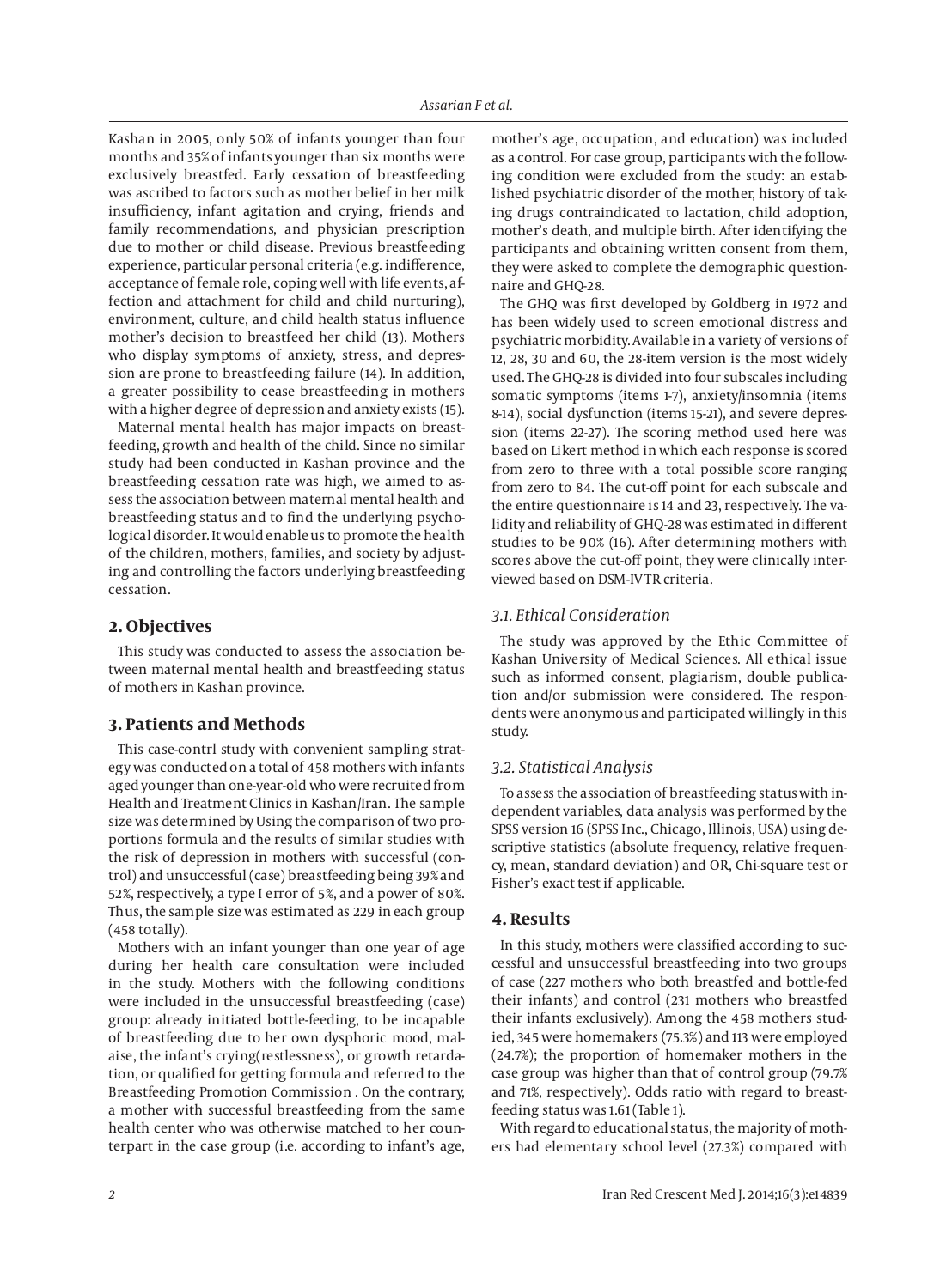Kashan in 2005, only 50% of infants younger than four months and 35% of infants younger than six months were exclusively breastfed. Early cessation of breastfeeding was ascribed to factors such as mother belief in her milk insufficiency, infant agitation and crying, friends and family recommendations, and physician prescription due to mother or child disease. Previous breastfeeding experience, particular personal criteria (e.g. indifference, acceptance of female role, coping well with life events, affection and attachment for child and child nurturing), environment, culture, and child health status influence mother's decision to breastfeed her child (13). Mothers who display symptoms of anxiety, stress, and depression are prone to breastfeeding failure (14). In addition, a greater possibility to cease breastfeeding in mothers with a higher degree of depression and anxiety exists (15).

Maternal mental health has major impacts on breastfeeding, growth and health of the child. Since no similar study had been conducted in Kashan province and the breastfeeding cessation rate was high, we aimed to assess the association between maternal mental health and breastfeeding status and to find the underlying psychological disorder. It would enable us to promote the health of the children, mothers, families, and society by adjusting and controlling the factors underlying breastfeeding cessation.

## 2. Objectives

This study was conducted to assess the association between maternal mental health and breastfeeding status of mothers in Kashan province.

## 3. Patients and Methods

This case-contrl study with convenient sampling strategy was conducted on a total of 458 mothers with infants aged younger than one-year-old who were recruited from Health and Treatment Clinics in Kashan/Iran. The sample size was determined by Using the comparison of two proportions formula and the results of similar studies with the risk of depression in mothers with successful (control) and unsuccessful (case) breastfeeding being 39% and 52%, respectively, a type I error of 5%, and a power of 80%. Thus, the sample size was estimated as 229 in each group (458 totally).

Mothers with an infant younger than one year of age during her health care consultation were included in the study. Mothers with the following conditions were included in the unsuccessful breastfeeding (case) group: already initiated bottle-feeding, to be incapable of breastfeeding due to her own dysphoric mood, malaise, the infant's crying(restlessness), or growth retardation, or qualified for getting formula and referred to the Breastfeeding Promotion Commission . On the contrary, a mother with successful breastfeeding from the same health center who was otherwise matched to her counterpart in the case group (i.e. according to infant's age, mother's age, occupation, and education) was included as a control. For case group, participants with the following condition were excluded from the study: an established psychiatric disorder of the mother, history of taking drugs contraindicated to lactation, child adoption, mother's death, and multiple birth. After identifying the participants and obtaining written consent from them, they were asked to complete the demographic questionnaire and GHQ-28.

The GHQ was first developed by Goldberg in 1972 and has been widely used to screen emotional distress and psychiatric morbidity. Available in a variety of versions of 12, 28, 30 and 60, the 28-item version is the most widely used. The GHQ-28 is divided into four subscales including somatic symptoms (items 1-7), anxiety/insomnia (items 8-14), social dysfunction (items 15-21), and severe depression (items 22-27). The scoring method used here was based on Likert method in which each response is scored from zero to three with a total possible score ranging from zero to 84. The cut-off point for each subscale and the entire questionnaire is 14 and 23, respectively. The validity and reliability of GHQ-28 was estimated in different studies to be 90% (16). After determining mothers with scores above the cut-off point, they were clinically interviewed based on DSM-IV TR criteria.

### 3.1. Ethical Consideration

The study was approved by the Ethic Committee of Kashan University of Medical Sciences. All ethical issue such as informed consent, plagiarism, double publication and/or submission were considered. The respondents were anonymous and participated willingly in this study.

### 3.2. Statistical Analysis

To assess the association of breastfeeding status with independent variables, data analysis was performed by the SPSS version 16 (SPSS Inc., Chicago, Illinois, USA) using descriptive statistics (absolute frequency, relative frequency, mean, standard deviation) and OR, Chi-square test or Fisher's exact test if applicable.

## 4. Results

In this study, mothers were classified according to successful and unsuccessful breastfeeding into two groups of case (227 mothers who both breastfed and bottle-fed their infants) and control (231 mothers who breastfed their infants exclusively). Among the 458 mothers studied, 345 were homemakers (75.3%) and 113 were employed (24.7%); the proportion of homemaker mothers in the case group was higher than that of control group (79.7% and 71%, respectively). Odds ratio with regard to breastfeeding status was 1.61 (Table 1).

With regard to educational status, the majority of mothers had elementary school level (27.3%) compared with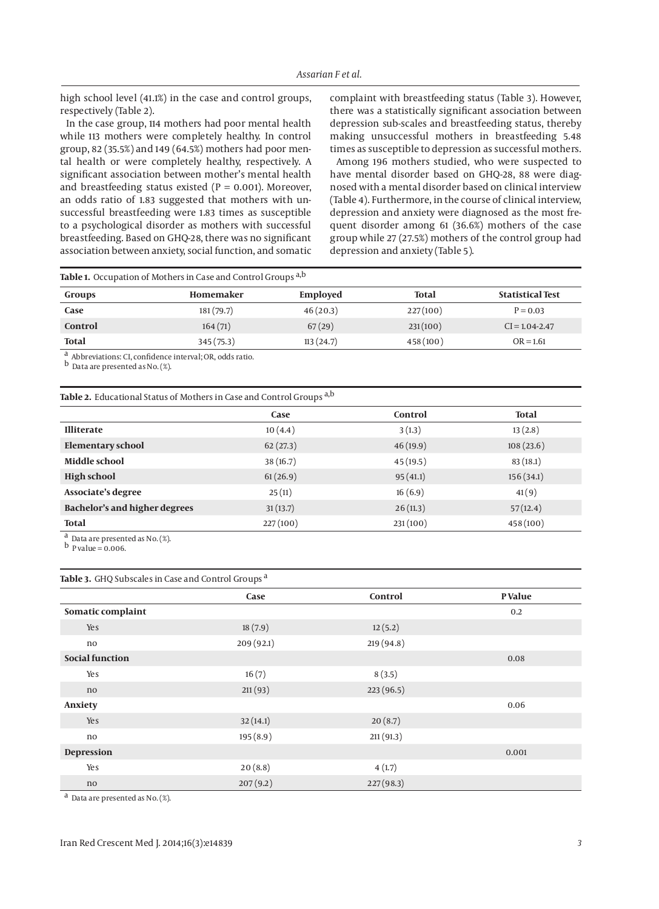high school level (41.1%) in the case and control groups, respectively (Table 2).

In the case group, 114 mothers had poor mental health while 113 mothers were completely healthy. In control group, 82 (35.5%) and 149 (64.5%) mothers had poor mental health or were completely healthy, respectively. A significant association between mother's mental health and breastfeeding status existed (P = 0.001). Moreover, an odds ratio of 1.83 suggested that mothers with unsuccessful breastfeeding were 1.83 times as susceptible to a psychological disorder as mothers with successful breastfeeding. Based on GHQ-28, there was no significant association between anxiety, social function, and somatic complaint with breastfeeding status (Table 3). However, there was a statistically significant association between depression sub-scales and breastfeeding status, thereby making unsuccessful mothers in breastfeeding 5.48 times as susceptible to depression as successful mothers.

Among 196 mothers studied, who were suspected to have mental disorder based on GHQ-28, 88 were diagnosed with a mental disorder based on clinical interview (Table 4). Furthermore, in the course of clinical interview, depression and anxiety were diagnosed as the most frequent disorder among 61 (36.6%) mothers of the case group while 27 (27.5%) mothers of the control group had depression and anxiety (Table 5).

**Table 1.** Occupation of Mothers in Case and Control Groups [a,b]

| Groups | Homemaker | Employed | Total | Statistical Test |
|---|---|---|---|---|
| Case | 181 (79.7) | 46 (20.3) | 227 (100) | P = 0.03 |
| Control | 164 (71) | 67 (29) | 231 (100) | CI = 1.04-2.47 |
| Total | 345 (75.3) | 113 (24.7) | 458 (100) | OR = 1.61 |

[a] Abbreviations: CI, confidence interval; OR, odds ratio.
[b] Data are presented as No. (%).

**Table 2.** Educational Status of Mothers in Case and Control Groups [a,b]

| | Case | Control | Total |
|---|---|---|---|
| Illiterate | 10 (4.4) | 3 (1.3) | 13 (2.8) |
| Elementary school | 62 (27.3) | 46 (19.9) | 108 (23.6) |
| Middle school | 38 (16.7) | 45 (19.5) | 83 (18.1) |
| High school | 61 (26.9) | 95 (41.1) | 156 (34.1) |
| Associate's degree | 25 (11) | 16 (6.9) | 41 (9) |
| Bachelor's and higher degrees | 31 (13.7) | 26 (11.3) | 57 (12.4) |
| Total | 227 (100) | 231 (100) | 458 (100) |

[a] Data are presented as No. (%).
[b] P value = 0.006.

**Table 3.** GHQ Subscales in Case and Control Groups [a]

| | Case | Control | P Value |
|---|---|---|---|
| **Somatic complaint** | | | 0.2 |
| Yes | 18 (7.9) | 12 (5.2) | |
| no | 209 (92.1) | 219 (94.8) | |
| **Social function** | | | 0.08 |
| Yes | 16 (7) | 8 (3.5) | |
| no | 211 (93) | 223 (96.5) | |
| **Anxiety** | | | 0.06 |
| Yes | 32 (14.1) | 20 (8.7) | |
| no | 195 (8.9) | 211 (91.3) | |
| **Depression** | | | 0.001 |
| Yes | 20 (8.8) | 4 (1.7) | |
| no | 207 (9.2) | 227 (98.3) | |

[a] Data are presented as No. (%).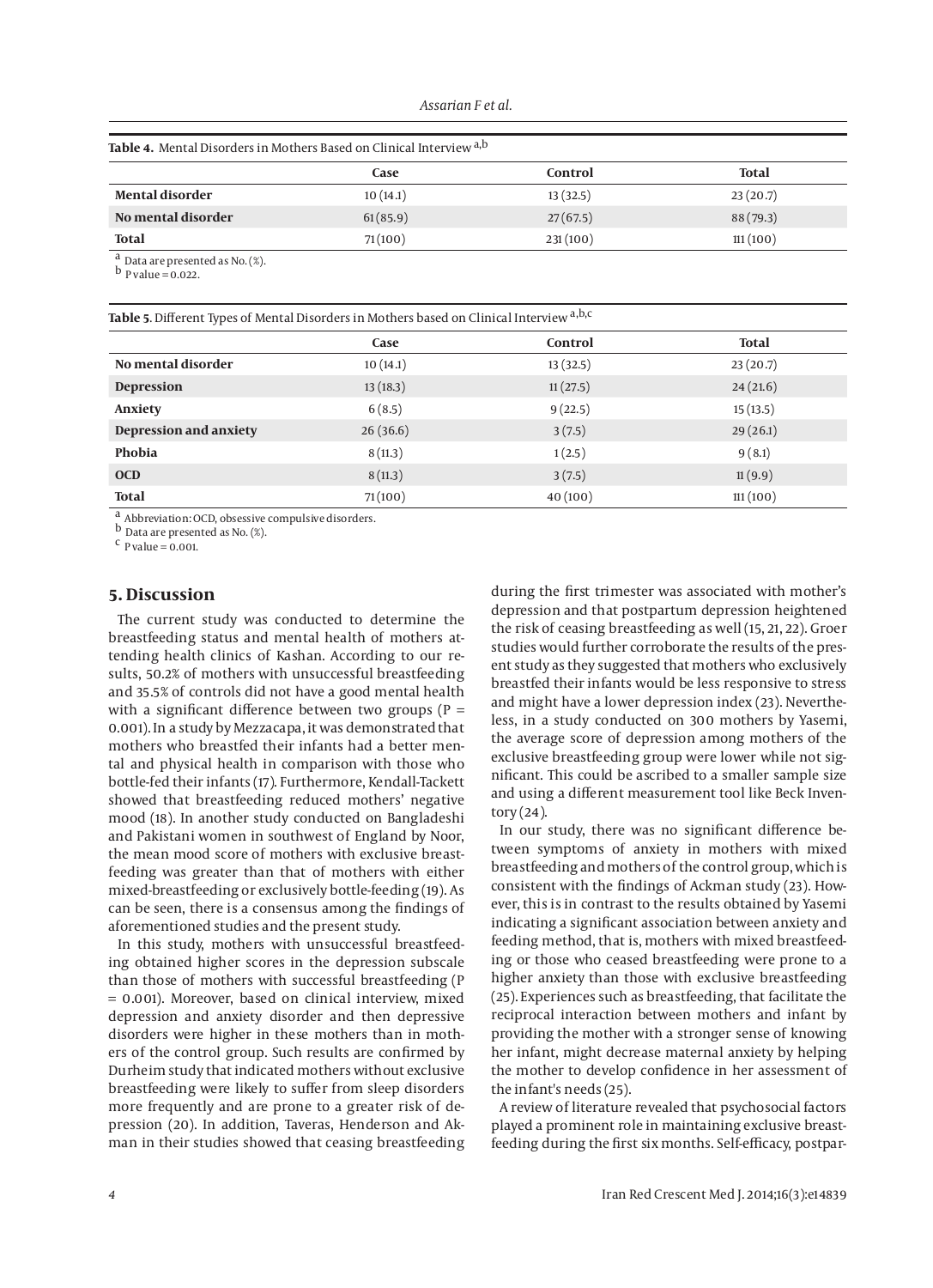**Table 4.** Mental Disorders in Mothers Based on Clinical Interview [a,b]

| | Case | Control | Total |
|---|---|---|---|
| **Mental disorder** | 10 (14.1) | 13 (32.5) | 23 (20.7) |
| **No mental disorder** | 61 (85.9) | 27 (67.5) | 88 (79.3) |
| **Total** | 71 (100) | 231 (100) | 111 (100) |

[a] Data are presented as No. (%).
[b] P value = 0.022.

**Table 5**. Different Types of Mental Disorders in Mothers based on Clinical Interview [a,b,c]

| | Case | Control | Total |
|---|---|---|---|
| **No mental disorder** | 10 (14.1) | 13 (32.5) | 23 (20.7) |
| **Depression** | 13 (18.3) | 11 (27.5) | 24 (21.6) |
| **Anxiety** | 6 (8.5) | 9 (22.5) | 15 (13.5) |
| **Depression and anxiety** | 26 (36.6) | 3 (7.5) | 29 (26.1) |
| **Phobia** | 8 (11.3) | 1 (2.5) | 9 (8.1) |
| **OCD** | 8 (11.3) | 3 (7.5) | 11 (9.9) |
| **Total** | 71 (100) | 40 (100) | 111 (100) |

[a] Abbreviation: OCD, obsessive compulsive disorders.
[b] Data are presented as No. (%).
[c] P value = 0.001.

## 5. Discussion

The current study was conducted to determine the breastfeeding status and mental health of mothers attending health clinics of Kashan. According to our results, 50.2% of mothers with unsuccessful breastfeeding and 35.5% of controls did not have a good mental health with a significant difference between two groups ($P = 0.001$). In a study by Mezzacapa, it was demonstrated that mothers who breastfed their infants had a better mental and physical health in comparison with those who bottle-fed their infants (17). Furthermore, Kendall-Tackett showed that breastfeeding reduced mothers' negative mood (18). In another study conducted on Bangladeshi and Pakistani women in southwest of England by Noor, the mean mood score of mothers with exclusive breastfeeding was greater than that of mothers with either mixed-breastfeeding or exclusively bottle-feeding (19). As can be seen, there is a consensus among the findings of aforementioned studies and the present study.

In this study, mothers with unsuccessful breastfeeding obtained higher scores in the depression subscale than those of mothers with successful breastfeeding ($P = 0.001$). Moreover, based on clinical interview, mixed depression and anxiety disorder and then depressive disorders were higher in these mothers than in mothers of the control group. Such results are confirmed by Durheim study that indicated mothers without exclusive breastfeeding were likely to suffer from sleep disorders more frequently and are prone to a greater risk of depression (20). In addition, Taveras, Henderson and Akman in their studies showed that ceasing breastfeeding during the first trimester was associated with mother's depression and that postpartum depression heightened the risk of ceasing breastfeeding as well (15, 21, 22). Groer studies would further corroborate the results of the present study as they suggested that mothers who exclusively breastfed their infants would be less responsive to stress and might have a lower depression index (23). Nevertheless, in a study conducted on 300 mothers by Yasemi, the average score of depression among mothers of the exclusive breastfeeding group were lower while not significant. This could be ascribed to a smaller sample size and using a different measurement tool like Beck Inventory (24).

In our study, there was no significant difference between symptoms of anxiety in mothers with mixed breastfeeding and mothers of the control group, which is consistent with the findings of Ackman study (23). However, this is in contrast to the results obtained by Yasemi indicating a significant association between anxiety and feeding method, that is, mothers with mixed breastfeeding or those who ceased breastfeeding were prone to a higher anxiety than those with exclusive breastfeeding (25). Experiences such as breastfeeding, that facilitate the reciprocal interaction between mothers and infant by providing the mother with a stronger sense of knowing her infant, might decrease maternal anxiety by helping the mother to develop confidence in her assessment of the infant's needs (25).

A review of literature revealed that psychosocial factors played a prominent role in maintaining exclusive breastfeeding during the first six months. Self-efficacy, postpar-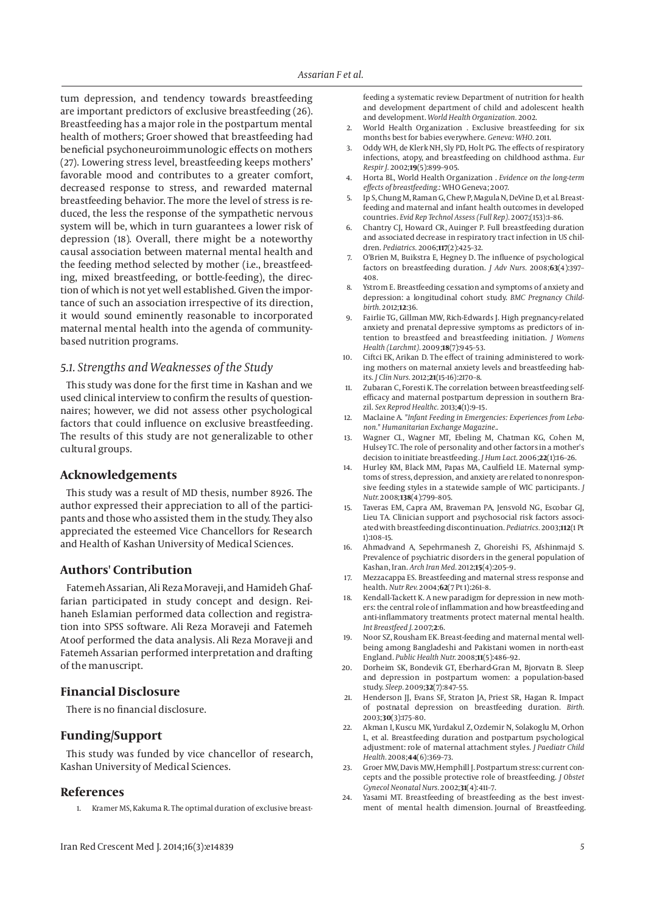tum depression, and tendency towards breastfeeding are important predictors of exclusive breastfeeding (26). Breastfeeding has a major role in the postpartum mental health of mothers; Groer showed that breastfeeding had beneficial psychoneuroimmunologic effects on mothers (27). Lowering stress level, breastfeeding keeps mothers' favorable mood and contributes to a greater comfort, decreased response to stress, and rewarded maternal breastfeeding behavior. The more the level of stress is reduced, the less the response of the sympathetic nervous system will be, which in turn guarantees a lower risk of depression (18). Overall, there might be a noteworthy causal association between maternal mental health and the feeding method selected by mother (i.e., breastfeeding, mixed breastfeeding, or bottle-feeding), the direction of which is not yet well established. Given the importance of such an association irrespective of its direction, it would sound eminently reasonable to incorporated maternal mental health into the agenda of community-based nutrition programs.

### 5.1. Strengths and Weaknesses of the Study

This study was done for the first time in Kashan and we used clinical interview to confirm the results of questionnaires; however, we did not assess other psychological factors that could influence on exclusive breastfeeding. The results of this study are not generalizable to other cultural groups.

## Acknowledgements

This study was a result of MD thesis, number 8926. The author expressed their appreciation to all of the participants and those who assisted them in the study. They also appreciated the esteemed Vice Chancellors for Research and Health of Kashan University of Medical Sciences.

## Authors' Contribution

Fatemeh Assarian, Ali Reza Moraveji, and Hamideh Ghaffarian participated in study concept and design. Reihaneh Eslamian performed data collection and registration into SPSS software. Ali Reza Moraveji and Fatemeh Atoof performed the data analysis. Ali Reza Moraveji and Fatemeh Assarian performed interpretation and drafting of the manuscript.

## Financial Disclosure

There is no financial disclosure.

## Funding/Support

This study was funded by vice chancellor of research, Kashan University of Medical Sciences.

## References

1. Kramer MS, Kakuma R. The optimal duration of exclusive breastfeeding a systematic review. Department of nutrition for health and development department of child and adolescent health and development. *World Health Organization*. 2002.
2. World Health Organization . Exclusive breastfeeding for six months best for babies everywhere. *Geneva: WHO*. 2011.
3. Oddy WH, de Klerk NH, Sly PD, Holt PG. The effects of respiratory infections, atopy, and breastfeeding on childhood asthma. *Eur Respir J*. 2002;**19**(5):899–905.
4. Horta BL, World Health Organization . *Evidence on the long-term effects of breastfeeding*.: WHO Geneva; 2007.
5. Ip S, Chung M, Raman G, Chew P, Magula N, DeVine D, et al. Breastfeeding and maternal and infant health outcomes in developed countries. *Evid Rep Technol Assess (Full Rep)*. 2007;(153):1–86.
6. Chantry CJ, Howard CR, Auinger P. Full breastfeeding duration and associated decrease in respiratory tract infection in US children. *Pediatrics*. 2006;**117**(2):425–32.
7. O'Brien M, Buikstra E, Hegney D. The influence of psychological factors on breastfeeding duration. *J Adv Nurs*. 2008;**63**(4):397–408.
8. Ystrom E. Breastfeeding cessation and symptoms of anxiety and depression: a longitudinal cohort study. *BMC Pregnancy Childbirth*. 2012;**12**:36.
9. Fairlie TG, Gillman MW, Rich-Edwards J. High pregnancy-related anxiety and prenatal depressive symptoms as predictors of intention to breastfeed and breastfeeding initiation. *J Womens Health (Larchmt)*. 2009;**18**(7):945–53.
10. Ciftci EK, Arikan D. The effect of training administered to working mothers on maternal anxiety levels and breastfeeding habits. *J Clin Nurs*. 2012;**21**(15-16):2170–8.
11. Zubaran C, Foresti K. The correlation between breastfeeding self-efficacy and maternal postpartum depression in southern Brazil. *Sex Reprod Healthc*. 2013;**4**(1):9–15.
12. Maclaine A. *"Infant Feeding in Emergencies: Experiences from Lebanon." Humanitarian Exchange Magazine*..
13. Wagner CL, Wagner MT, Ebeling M, Chatman KG, Cohen M, Hulsey TC. The role of personality and other factors in a mother's decision to initiate breastfeeding. *J Hum Lact*. 2006;**22**(1):16–26.
14. Hurley KM, Black MM, Papas MA, Caulfield LE. Maternal symptoms of stress, depression, and anxiety are related to nonresponsive feeding styles in a statewide sample of WIC participants. *J Nutr*. 2008;**138**(4):799–805.
15. Taveras EM, Capra AM, Braveman PA, Jensvold NG, Escobar GJ, Lieu TA. Clinician support and psychosocial risk factors associated with breastfeeding discontinuation. *Pediatrics*. 2003;**112**(1 Pt 1):108–15.
16. Ahmadvand A, Sepehrmanesh Z, Ghoreishi FS, Afshinmajd S. Prevalence of psychiatric disorders in the general population of Kashan, Iran. *Arch Iran Med*. 2012;**15**(4):205–9.
17. Mezzacappa ES. Breastfeeding and maternal stress response and health. *Nutr Rev*. 2004;**62**(7 Pt 1):261–8.
18. Kendall-Tackett K. A new paradigm for depression in new mothers: the central role of inflammation and how breastfeeding and anti-inflammatory treatments protect maternal mental health. *Int Breastfeed J*. 2007;**2**:6.
19. Noor SZ, Rousham EK. Breast-feeding and maternal mental well-being among Bangladeshi and Pakistani women in north-east England. *Public Health Nutr*. 2008;**11**(5):486–92.
20. Dorheim SK, Bondevik GT, Eberhard-Gran M, Bjorvatn B. Sleep and depression in postpartum women: a population-based study. *Sleep*. 2009;**32**(7):847–55.
21. Henderson JJ, Evans SF, Straton JA, Priest SR, Hagan R. Impact of postnatal depression on breastfeeding duration. *Birth*. 2003;**30**(3):175–80.
22. Akman I, Kuscu MK, Yurdakul Z, Ozdemir N, Solakoglu M, Orhon L, et al. Breastfeeding duration and postpartum psychological adjustment: role of maternal attachment styles. *J Paediatr Child Health*. 2008;**44**(6):369–73.
23. Groer MW, Davis MW, Hemphill J. Postpartum stress: current concepts and the possible protective role of breastfeeding. *J Obstet Gynecol Neonatal Nurs*. 2002;**31**(4):411–7.
24. Yasami MT. Breastfeeding of breastfeeding as the best investment of mental health dimension. Journal of Breastfeeding.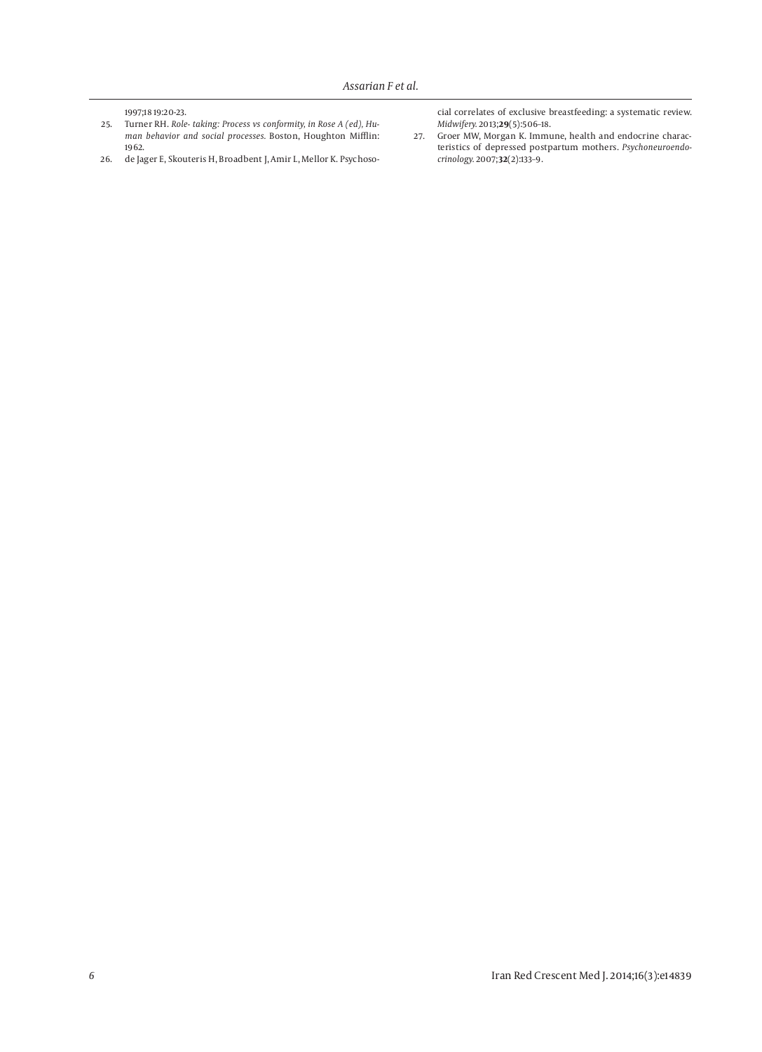1997;18 19:20-23.

25. Turner RH. *Role- taking: Process vs conformity, in Rose A (ed), Human behavior and social processes.* Boston, Houghton Mifflin: 1962.
26. de Jager E, Skouteris H, Broadbent J, Amir L, Mellor K. Psychosocial correlates of exclusive breastfeeding: a systematic review. *Midwifery.* 2013;**29**(5):506-18.
27. Groer MW, Morgan K. Immune, health and endocrine characteristics of depressed postpartum mothers. *Psychoneuroendocrinology.* 2007;**32**(2):133-9.